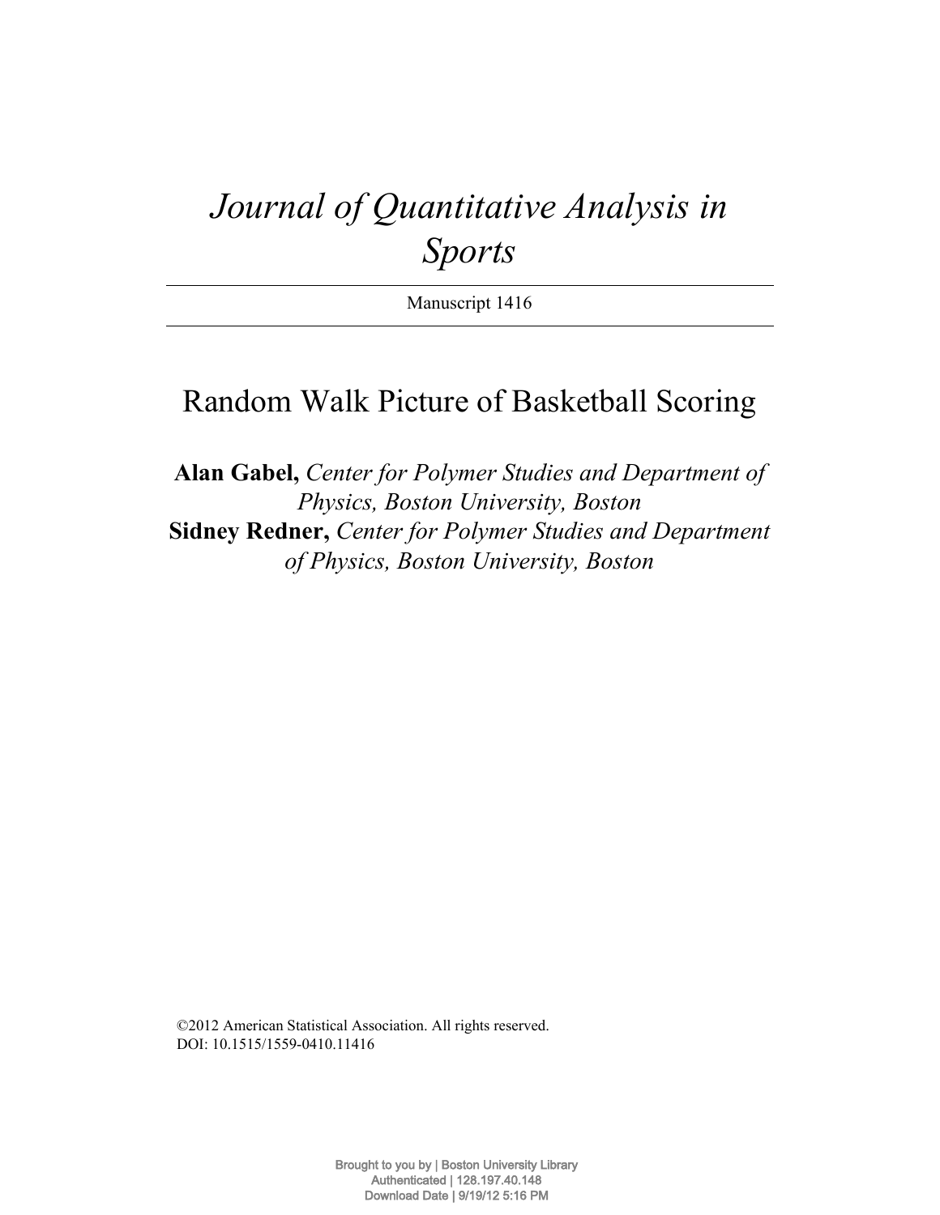# *Journal of Quantitative Analysis in Sports*

Manuscript 1416

## Random Walk Picture of Basketball Scoring

**Alan Gabel,** *Center for Polymer Studies and Department of Physics, Boston University, Boston*
**Sidney Redner,** *Center for Polymer Studies and Department of Physics, Boston University, Boston*

©2012 American Statistical Association. All rights reserved.
DOI: 10.1515/1559-0410.11416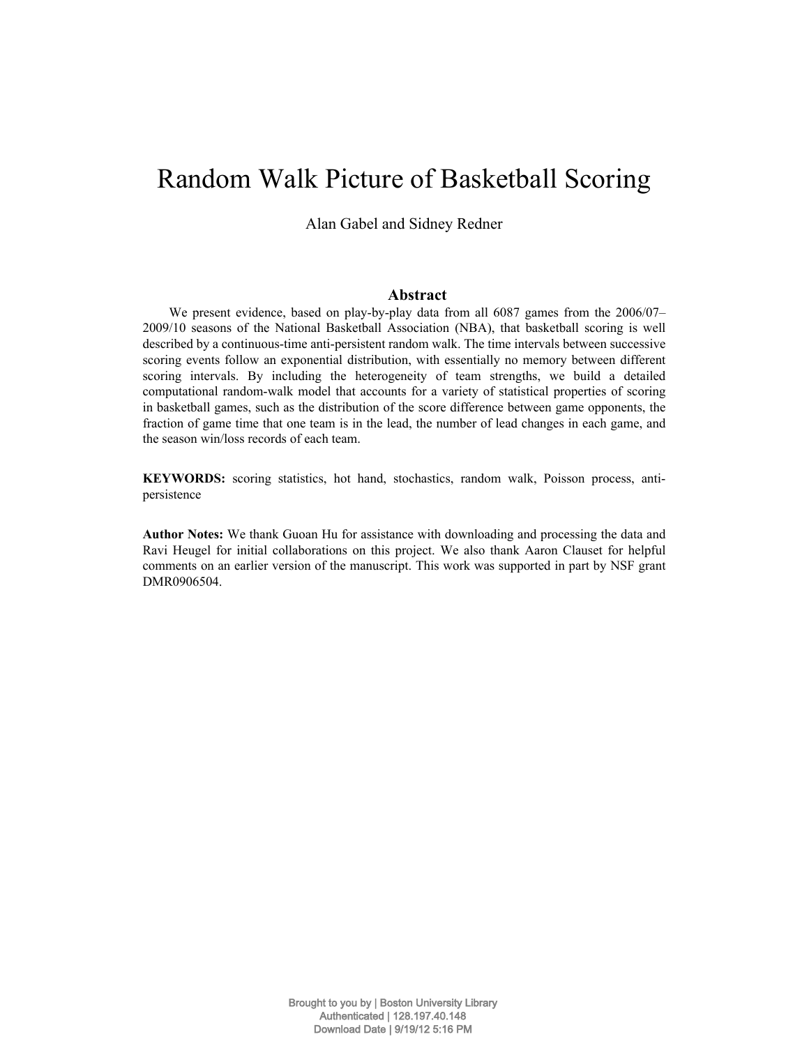# Random Walk Picture of Basketball Scoring

Alan Gabel and Sidney Redner

## Abstract

We present evidence, based on play-by-play data from all 6087 games from the 2006/07–2009/10 seasons of the National Basketball Association (NBA), that basketball scoring is well described by a continuous-time anti-persistent random walk. The time intervals between successive scoring events follow an exponential distribution, with essentially no memory between different scoring intervals. By including the heterogeneity of team strengths, we build a detailed computational random-walk model that accounts for a variety of statistical properties of scoring in basketball games, such as the distribution of the score difference between game opponents, the fraction of game time that one team is in the lead, the number of lead changes in each game, and the season win/loss records of each team.

**KEYWORDS:** scoring statistics, hot hand, stochastics, random walk, Poisson process, anti-persistence

**Author Notes:** We thank Guoan Hu for assistance with downloading and processing the data and Ravi Heugel for initial collaborations on this project. We also thank Aaron Clauset for helpful comments on an earlier version of the manuscript. This work was supported in part by NSF grant DMR0906504.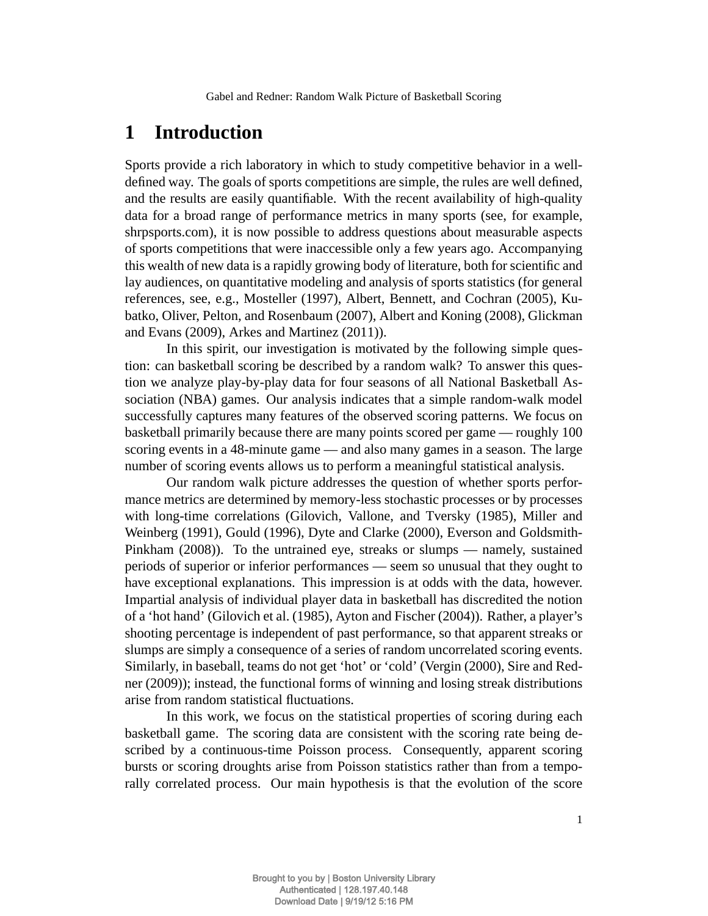# 1 Introduction

Sports provide a rich laboratory in which to study competitive behavior in a well-defined way. The goals of sports competitions are simple, the rules are well defined, and the results are easily quantifiable. With the recent availability of high-quality data for a broad range of performance metrics in many sports (see, for example, shrpsports.com), it is now possible to address questions about measurable aspects of sports competitions that were inaccessible only a few years ago. Accompanying this wealth of new data is a rapidly growing body of literature, both for scientific and lay audiences, on quantitative modeling and analysis of sports statistics (for general references, see, e.g., Mosteller (1997), Albert, Bennett, and Cochran (2005), Kubatko, Oliver, Pelton, and Rosenbaum (2007), Albert and Koning (2008), Glickman and Evans (2009), Arkes and Martinez (2011)).

In this spirit, our investigation is motivated by the following simple question: can basketball scoring be described by a random walk? To answer this question we analyze play-by-play data for four seasons of all National Basketball Association (NBA) games. Our analysis indicates that a simple random-walk model successfully captures many features of the observed scoring patterns. We focus on basketball primarily because there are many points scored per game — roughly 100 scoring events in a 48-minute game — and also many games in a season. The large number of scoring events allows us to perform a meaningful statistical analysis.

Our random walk picture addresses the question of whether sports performance metrics are determined by memory-less stochastic processes or by processes with long-time correlations (Gilovich, Vallone, and Tversky (1985), Miller and Weinberg (1991), Gould (1996), Dyte and Clarke (2000), Everson and Goldsmith-Pinkham (2008)). To the untrained eye, streaks or slumps — namely, sustained periods of superior or inferior performances — seem so unusual that they ought to have exceptional explanations. This impression is at odds with the data, however. Impartial analysis of individual player data in basketball has discredited the notion of a 'hot hand' (Gilovich et al. (1985), Ayton and Fischer (2004)). Rather, a player's shooting percentage is independent of past performance, so that apparent streaks or slumps are simply a consequence of a series of random uncorrelated scoring events. Similarly, in baseball, teams do not get 'hot' or 'cold' (Vergin (2000), Sire and Redner (2009)); instead, the functional forms of winning and losing streak distributions arise from random statistical fluctuations.

In this work, we focus on the statistical properties of scoring during each basketball game. The scoring data are consistent with the scoring rate being described by a continuous-time Poisson process. Consequently, apparent scoring bursts or scoring droughts arise from Poisson statistics rather than from a temporally correlated process. Our main hypothesis is that the evolution of the score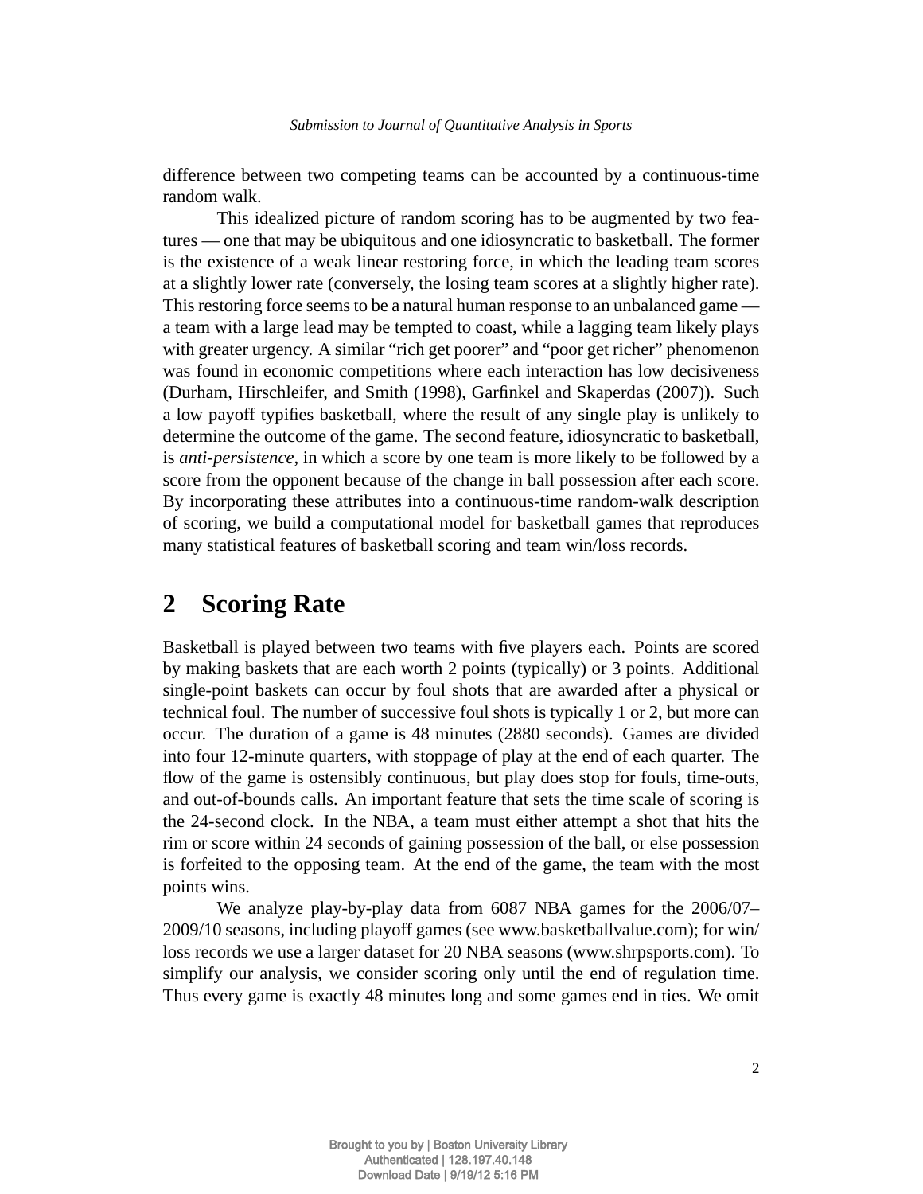difference between two competing teams can be accounted by a continuous-time random walk.

This idealized picture of random scoring has to be augmented by two features — one that may be ubiquitous and one idiosyncratic to basketball. The former is the existence of a weak linear restoring force, in which the leading team scores at a slightly lower rate (conversely, the losing team scores at a slightly higher rate). This restoring force seems to be a natural human response to an unbalanced game — a team with a large lead may be tempted to coast, while a lagging team likely plays with greater urgency. A similar "rich get poorer" and "poor get richer" phenomenon was found in economic competitions where each interaction has low decisiveness (Durham, Hirschleifer, and Smith (1998), Garfinkel and Skaperdas (2007)). Such a low payoff typifies basketball, where the result of any single play is unlikely to determine the outcome of the game. The second feature, idiosyncratic to basketball, is *anti-persistence*, in which a score by one team is more likely to be followed by a score from the opponent because of the change in ball possession after each score. By incorporating these attributes into a continuous-time random-walk description of scoring, we build a computational model for basketball games that reproduces many statistical features of basketball scoring and team win/loss records.

## 2 Scoring Rate

Basketball is played between two teams with five players each. Points are scored by making baskets that are each worth 2 points (typically) or 3 points. Additional single-point baskets can occur by foul shots that are awarded after a physical or technical foul. The number of successive foul shots is typically 1 or 2, but more can occur. The duration of a game is 48 minutes (2880 seconds). Games are divided into four 12-minute quarters, with stoppage of play at the end of each quarter. The flow of the game is ostensibly continuous, but play does stop for fouls, time-outs, and out-of-bounds calls. An important feature that sets the time scale of scoring is the 24-second clock. In the NBA, a team must either attempt a shot that hits the rim or score within 24 seconds of gaining possession of the ball, or else possession is forfeited to the opposing team. At the end of the game, the team with the most points wins.

We analyze play-by-play data from 6087 NBA games for the 2006/07–2009/10 seasons, including playoff games (see www.basketballvalue.com); for win/loss records we use a larger dataset for 20 NBA seasons (www.shrpsports.com). To simplify our analysis, we consider scoring only until the end of regulation time. Thus every game is exactly 48 minutes long and some games end in ties. We omit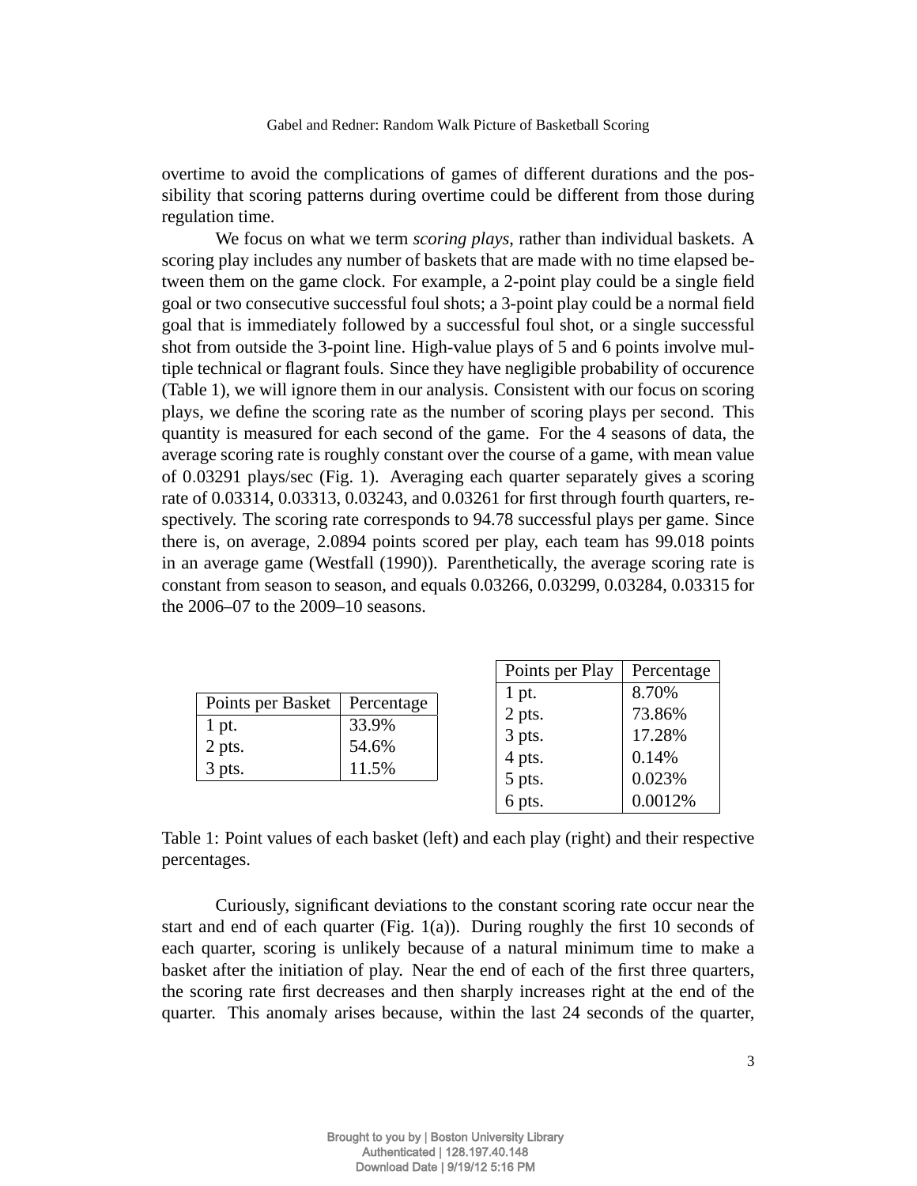overtime to avoid the complications of games of different durations and the possibility that scoring patterns during overtime could be different from those during regulation time.

We focus on what we term *scoring plays*, rather than individual baskets. A scoring play includes any number of baskets that are made with no time elapsed between them on the game clock. For example, a 2-point play could be a single field goal or two consecutive successful foul shots; a 3-point play could be a normal field goal that is immediately followed by a successful foul shot, or a single successful shot from outside the 3-point line. High-value plays of 5 and 6 points involve multiple technical or flagrant fouls. Since they have negligible probability of occurence (Table 1), we will ignore them in our analysis. Consistent with our focus on scoring plays, we define the scoring rate as the number of scoring plays per second. This quantity is measured for each second of the game. For the 4 seasons of data, the average scoring rate is roughly constant over the course of a game, with mean value of 0.03291 plays/sec (Fig. 1). Averaging each quarter separately gives a scoring rate of 0.03314, 0.03313, 0.03243, and 0.03261 for first through fourth quarters, respectively. The scoring rate corresponds to 94.78 successful plays per game. Since there is, on average, 2.0894 points scored per play, each team has 99.018 points in an average game (Westfall (1990)). Parenthetically, the average scoring rate is constant from season to season, and equals 0.03266, 0.03299, 0.03284, 0.03315 for the 2006–07 to the 2009–10 seasons.

| Points per Basket | Percentage |
|---|---|
| 1 pt. | 33.9% |
| 2 pts. | 54.6% |
| 3 pts. | 11.5% |

| Points per Play | Percentage |
|---|---|
| 1 pt. | 8.70% |
| 2 pts. | 73.86% |
| 3 pts. | 17.28% |
| 4 pts. | 0.14% |
| 5 pts. | 0.023% |
| 6 pts. | 0.0012% |

Table 1: Point values of each basket (left) and each play (right) and their respective percentages.

Curiously, significant deviations to the constant scoring rate occur near the start and end of each quarter (Fig. 1(a)). During roughly the first 10 seconds of each quarter, scoring is unlikely because of a natural minimum time to make a basket after the initiation of play. Near the end of each of the first three quarters, the scoring rate first decreases and then sharply increases right at the end of the quarter. This anomaly arises because, within the last 24 seconds of the quarter,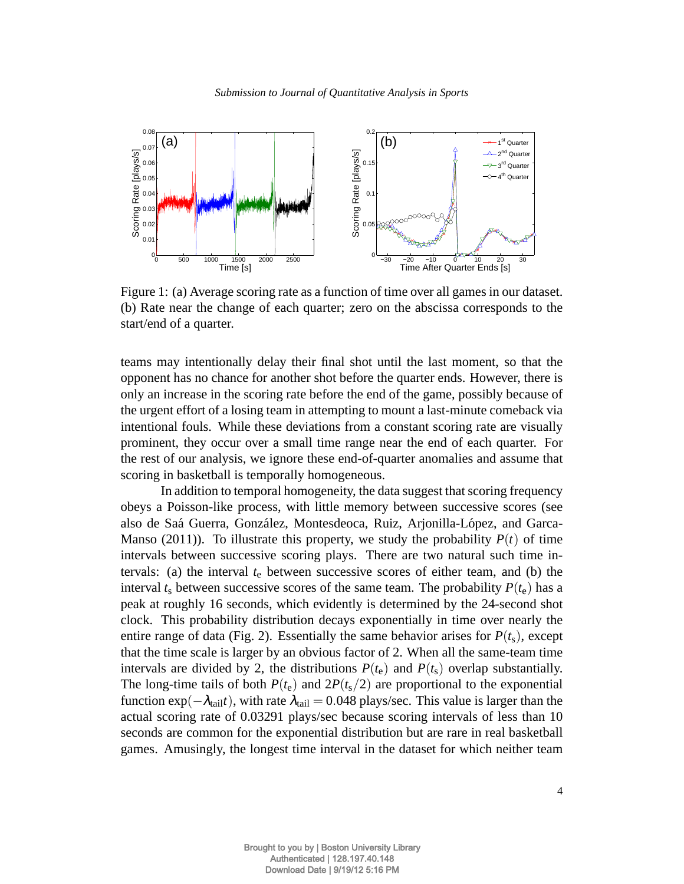Figure 1: (a) Average scoring rate as a function of time over all games in our dataset. (b) Rate near the change of each quarter; zero on the abscissa corresponds to the start/end of a quarter.

teams may intentionally delay their final shot until the last moment, so that the opponent has no chance for another shot before the quarter ends. However, there is only an increase in the scoring rate before the end of the game, possibly because of the urgent effort of a losing team in attempting to mount a last-minute comeback via intentional fouls. While these deviations from a constant scoring rate are visually prominent, they occur over a small time range near the end of each quarter. For the rest of our analysis, we ignore these end-of-quarter anomalies and assume that scoring in basketball is temporally homogeneous.

In addition to temporal homogeneity, the data suggest that scoring frequency obeys a Poisson-like process, with little memory between successive scores (see also de Saá Guerra, González, Montesdeoca, Ruiz, Arjonilla-López, and Garca-Manso (2011)). To illustrate this property, we study the probability $P(t)$ of time intervals between successive scoring plays. There are two natural such time intervals: (a) the interval $t_e$ between successive scores of either team, and (b) the interval $t_s$ between successive scores of the same team. The probability $P(t_e)$ has a peak at roughly 16 seconds, which evidently is determined by the 24-second shot clock. This probability distribution decays exponentially in time over nearly the entire range of data (Fig. 2). Essentially the same behavior arises for $P(t_s)$, except that the time scale is larger by an obvious factor of 2. When all the same-team time intervals are divided by 2, the distributions $P(t_e)$ and $P(t_s)$ overlap substantially. The long-time tails of both $P(t_e)$ and $2P(t_s/2)$ are proportional to the exponential function $\exp(-\lambda_{\text{tail}}t)$, with rate $\lambda_{\text{tail}} = 0.048$ plays/sec. This value is larger than the actual scoring rate of 0.03291 plays/sec because scoring intervals of less than 10 seconds are common for the exponential distribution but are rare in real basketball games. Amusingly, the longest time interval in the dataset for which neither team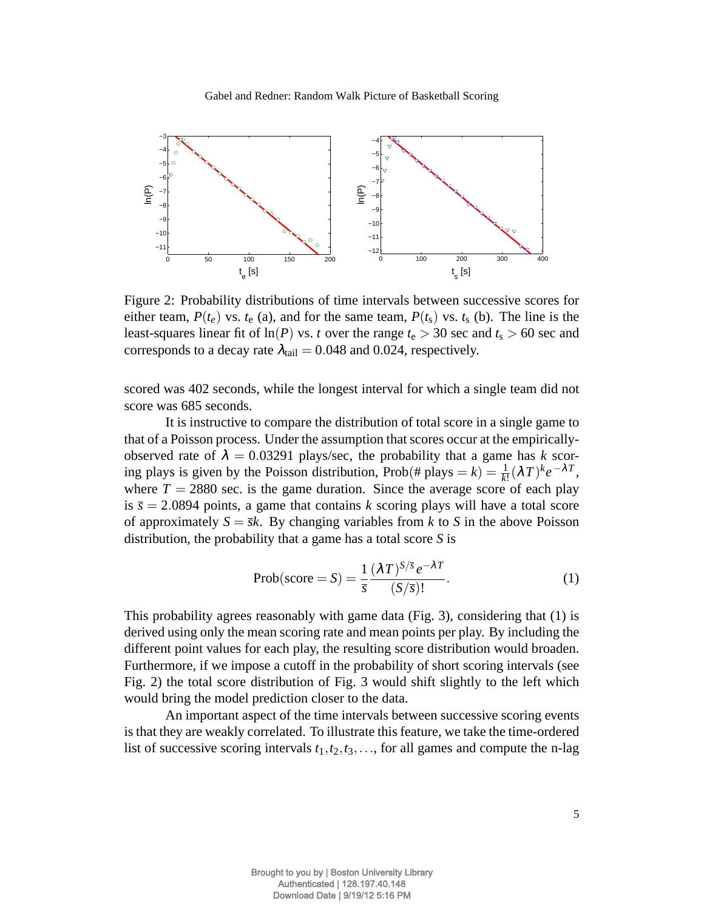Figure 2: Probability distributions of time intervals between successive scores for either team, $P(t_e)$ vs. $t_e$ (a), and for the same team, $P(t_s)$ vs. $t_s$ (b). The line is the least-squares linear fit of $\ln(P)$ vs. $t$ over the range $t_e > 30$ sec and $t_s > 60$ sec and corresponds to a decay rate $\lambda_{tail} = 0.048$ and 0.024, respectively.

scored was 402 seconds, while the longest interval for which a single team did not score was 685 seconds.

It is instructive to compare the distribution of total score in a single game to that of a Poisson process. Under the assumption that scores occur at the empirically-observed rate of $\lambda = 0.03291$ plays/sec, the probability that a game has $k$ scoring plays is given by the Poisson distribution, Prob(# plays $= k) = \frac{1}{k!}(\lambda T)^k e^{-\lambda T}$, where $T = 2880$ sec. is the game duration. Since the average score of each play is $\bar{s} = 2.0894$ points, a game that contains $k$ scoring plays will have a total score of approximately $S = \bar{s}k$. By changing variables from $k$ to $S$ in the above Poisson distribution, the probability that a game has a total score $S$ is

$$\text{Prob}(\text{score} = S) = \frac{1}{\bar{s}} \frac{(\lambda T)^{S/\bar{s}} e^{-\lambda T}}{(S/\bar{s})!}. \tag{1}$$

This probability agrees reasonably with game data (Fig. 3), considering that (1) is derived using only the mean scoring rate and mean points per play. By including the different point values for each play, the resulting score distribution would broaden. Furthermore, if we impose a cutoff in the probability of short scoring intervals (see Fig. 2) the total score distribution of Fig. 3 would shift slightly to the left which would bring the model prediction closer to the data.

An important aspect of the time intervals between successive scoring events is that they are weakly correlated. To illustrate this feature, we take the time-ordered list of successive scoring intervals $t_1, t_2, t_3, \ldots$, for all games and compute the n-lag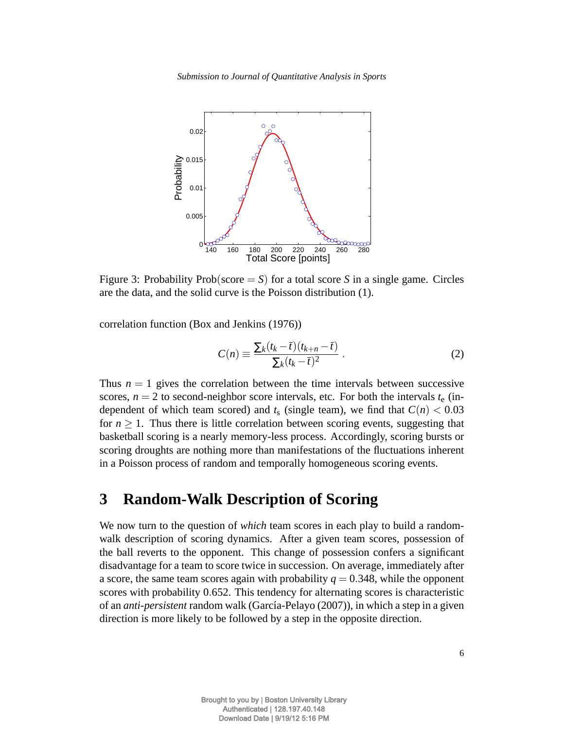Figure 3: Probability Prob(score $= S$) for a total score $S$ in a single game. Circles are the data, and the solid curve is the Poisson distribution (1).

correlation function (Box and Jenkins (1976))

$$C(n) \equiv \frac{\sum_k (t_k - \bar{t})(t_{k+n} - \bar{t})}{\sum_k (t_k - \bar{t})^2} \,. \tag{2}$$

Thus $n = 1$ gives the correlation between the time intervals between successive scores, $n = 2$ to second-neighbor score intervals, etc. For both the intervals $t_e$ (independent of which team scored) and $t_s$ (single team), we find that $C(n) < 0.03$ for $n \geq 1$. Thus there is little correlation between scoring events, suggesting that basketball scoring is a nearly memory-less process. Accordingly, scoring bursts or scoring droughts are nothing more than manifestations of the fluctuations inherent in a Poisson process of random and temporally homogeneous scoring events.

## 3 Random-Walk Description of Scoring

We now turn to the question of *which* team scores in each play to build a random-walk description of scoring dynamics. After a given team scores, possession of the ball reverts to the opponent. This change of possession confers a significant disadvantage for a team to score twice in succession. On average, immediately after a score, the same team scores again with probability $q = 0.348$, while the opponent scores with probability 0.652. This tendency for alternating scores is characteristic of an *anti-persistent* random walk (García-Pelayo (2007)), in which a step in a given direction is more likely to be followed by a step in the opposite direction.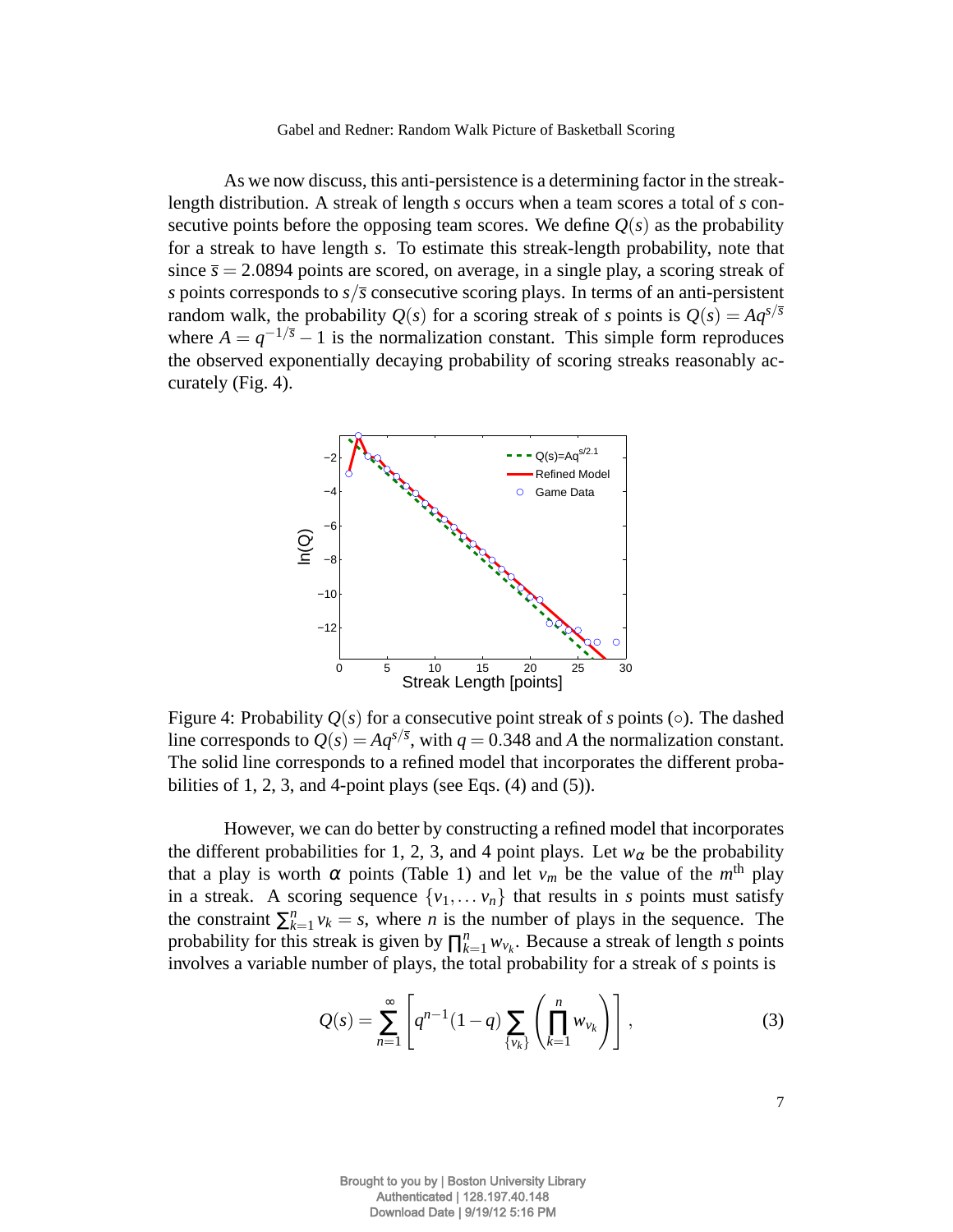As we now discuss, this anti-persistence is a determining factor in the streak-length distribution. A streak of length $s$ occurs when a team scores a total of $s$ consecutive points before the opposing team scores. We define $Q(s)$ as the probability for a streak to have length $s$. To estimate this streak-length probability, note that since $\bar{s} = 2.0894$ points are scored, on average, in a single play, a scoring streak of $s$ points corresponds to $s/\bar{s}$ consecutive scoring plays. In terms of an anti-persistent random walk, the probability $Q(s)$ for a scoring streak of $s$ points is $Q(s) = Aq^{s/\bar{s}}$ where $A = q^{-1/\bar{s}} - 1$ is the normalization constant. This simple form reproduces the observed exponentially decaying probability of scoring streaks reasonably accurately (Fig. 4).

Figure 4: Probability $Q(s)$ for a consecutive point streak of $s$ points (○). The dashed line corresponds to $Q(s) = Aq^{s/\bar{s}}$, with $q = 0.348$ and $A$ the normalization constant. The solid line corresponds to a refined model that incorporates the different probabilities of 1, 2, 3, and 4-point plays (see Eqs. (4) and (5)).

However, we can do better by constructing a refined model that incorporates the different probabilities for 1, 2, 3, and 4 point plays. Let $w_\alpha$ be the probability that a play is worth $\alpha$ points (Table 1) and let $v_m$ be the value of the $m^{\text{th}}$ play in a streak. A scoring sequence $\{v_1, \ldots v_n\}$ that results in $s$ points must satisfy the constraint $\sum_{k=1}^{n} v_k = s$, where $n$ is the number of plays in the sequence. The probability for this streak is given by $\prod_{k=1}^{n} w_{v_k}$. Because a streak of length $s$ points involves a variable number of plays, the total probability for a streak of $s$ points is

$$Q(s) = \sum_{n=1}^{\infty} \left[ q^{n-1}(1-q) \sum_{\{v_k\}} \left( \prod_{k=1}^{n} w_{v_k} \right) \right], \tag{3}$$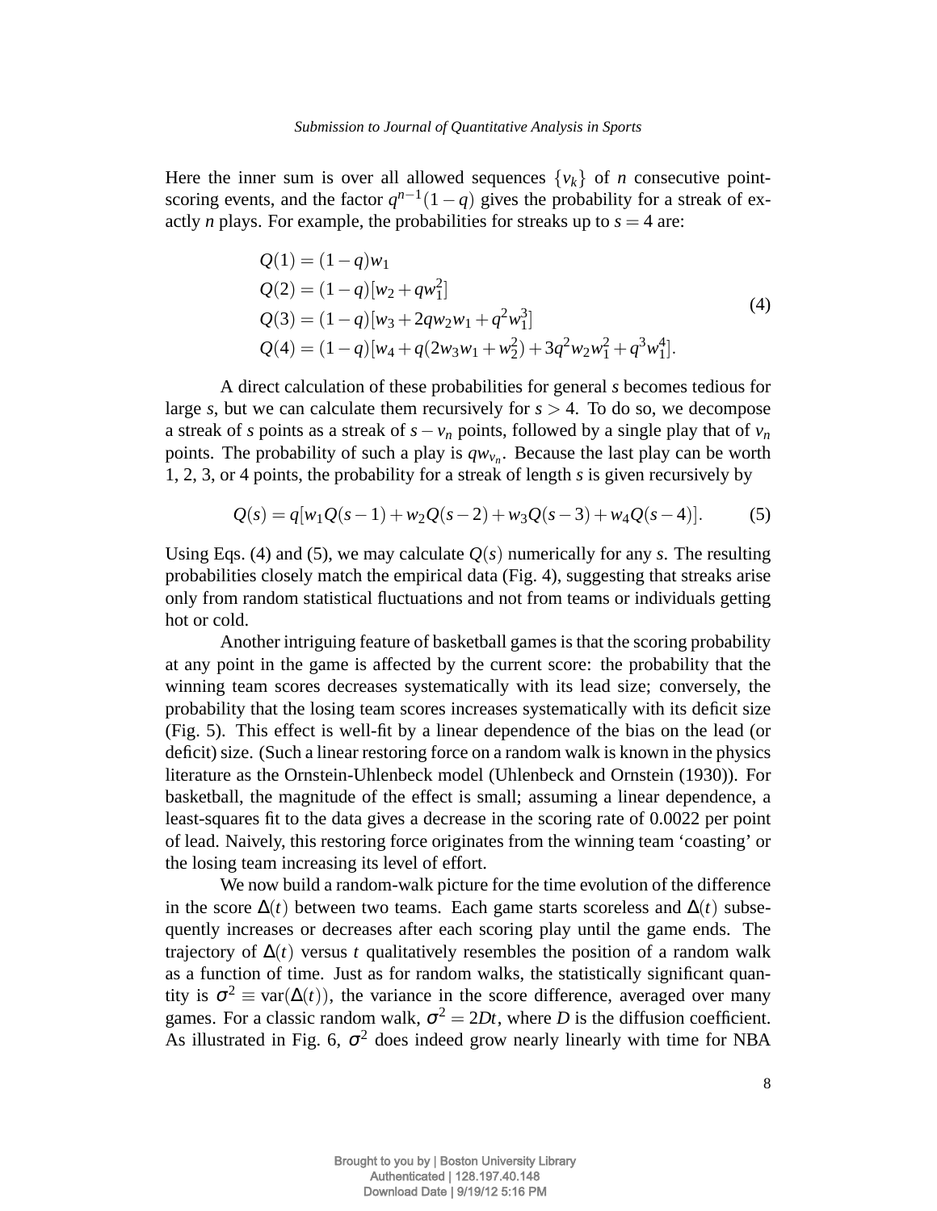Here the inner sum is over all allowed sequences $\{v_k\}$ of $n$ consecutive point-scoring events, and the factor $q^{n-1}(1-q)$ gives the probability for a streak of exactly $n$ plays. For example, the probabilities for streaks up to $s = 4$ are:

$$
\begin{aligned}
Q(1) &= (1-q)w_1 \\
Q(2) &= (1-q)[w_2 + qw_1^2] \\
Q(3) &= (1-q)[w_3 + 2qw_2w_1 + q^2w_1^3] \\
Q(4) &= (1-q)[w_4 + q(2w_3w_1 + w_2^2) + 3q^2w_2w_1^2 + q^3w_1^4].
\end{aligned}
\tag{4}
$$

A direct calculation of these probabilities for general $s$ becomes tedious for large $s$, but we can calculate them recursively for $s > 4$. To do so, we decompose a streak of $s$ points as a streak of $s - v_n$ points, followed by a single play that of $v_n$ points. The probability of such a play is $qw_{v_n}$. Because the last play can be worth 1, 2, 3, or 4 points, the probability for a streak of length $s$ is given recursively by

$$
Q(s) = q[w_1Q(s-1) + w_2Q(s-2) + w_3Q(s-3) + w_4Q(s-4)]. \tag{5}
$$

Using Eqs. (4) and (5), we may calculate $Q(s)$ numerically for any $s$. The resulting probabilities closely match the empirical data (Fig. 4), suggesting that streaks arise only from random statistical fluctuations and not from teams or individuals getting hot or cold.

Another intriguing feature of basketball games is that the scoring probability at any point in the game is affected by the current score: the probability that the winning team scores decreases systematically with its lead size; conversely, the probability that the losing team scores increases systematically with its deficit size (Fig. 5). This effect is well-fit by a linear dependence of the bias on the lead (or deficit) size. (Such a linear restoring force on a random walk is known in the physics literature as the Ornstein-Uhlenbeck model (Uhlenbeck and Ornstein (1930)). For basketball, the magnitude of the effect is small; assuming a linear dependence, a least-squares fit to the data gives a decrease in the scoring rate of 0.0022 per point of lead. Naively, this restoring force originates from the winning team 'coasting' or the losing team increasing its level of effort.

We now build a random-walk picture for the time evolution of the difference in the score $\Delta(t)$ between two teams. Each game starts scoreless and $\Delta(t)$ subsequently increases or decreases after each scoring play until the game ends. The trajectory of $\Delta(t)$ versus $t$ qualitatively resembles the position of a random walk as a function of time. Just as for random walks, the statistically significant quantity is $\sigma^2 \equiv \text{var}(\Delta(t))$, the variance in the score difference, averaged over many games. For a classic random walk, $\sigma^2 = 2Dt$, where $D$ is the diffusion coefficient. As illustrated in Fig. 6, $\sigma^2$ does indeed grow nearly linearly with time for NBA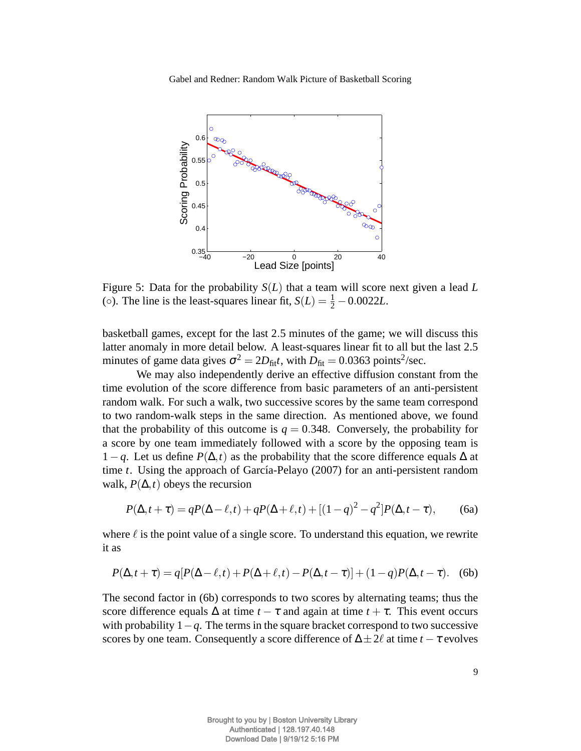Figure 5: Data for the probability $S(L)$ that a team will score next given a lead $L$ (○). The line is the least-squares linear fit, $S(L) = \frac{1}{2} - 0.0022L$.

basketball games, except for the last 2.5 minutes of the game; we will discuss this latter anomaly in more detail below. A least-squares linear fit to all but the last 2.5 minutes of game data gives $\sigma^2 = 2D_{\text{fit}}t$, with $D_{\text{fit}} = 0.0363$ points$^2$/sec.

We may also independently derive an effective diffusion constant from the time evolution of the score difference from basic parameters of an anti-persistent random walk. For such a walk, two successive scores by the same team correspond to two random-walk steps in the same direction. As mentioned above, we found that the probability of this outcome is $q = 0.348$. Conversely, the probability for a score by one team immediately followed with a score by the opposing team is $1-q$. Let us define $P(\Delta,t)$ as the probability that the score difference equals $\Delta$ at time $t$. Using the approach of García-Pelayo (2007) for an anti-persistent random walk, $P(\Delta,t)$ obeys the recursion

$$P(\Delta, t+\tau) = qP(\Delta-\ell, t) + qP(\Delta+\ell, t) + [(1-q)^2 - q^2]P(\Delta, t-\tau), \tag{6a}$$

where $\ell$ is the point value of a single score. To understand this equation, we rewrite it as

$$P(\Delta, t+\tau) = q[P(\Delta-\ell, t) + P(\Delta+\ell, t) - P(\Delta, t-\tau)] + (1-q)P(\Delta, t-\tau). \tag{6b}$$

The second factor in (6b) corresponds to two scores by alternating teams; thus the score difference equals $\Delta$ at time $t-\tau$ and again at time $t+\tau$. This event occurs with probability $1-q$. The terms in the square bracket correspond to two successive scores by one team. Consequently a score difference of $\Delta \pm 2\ell$ at time $t-\tau$ evolves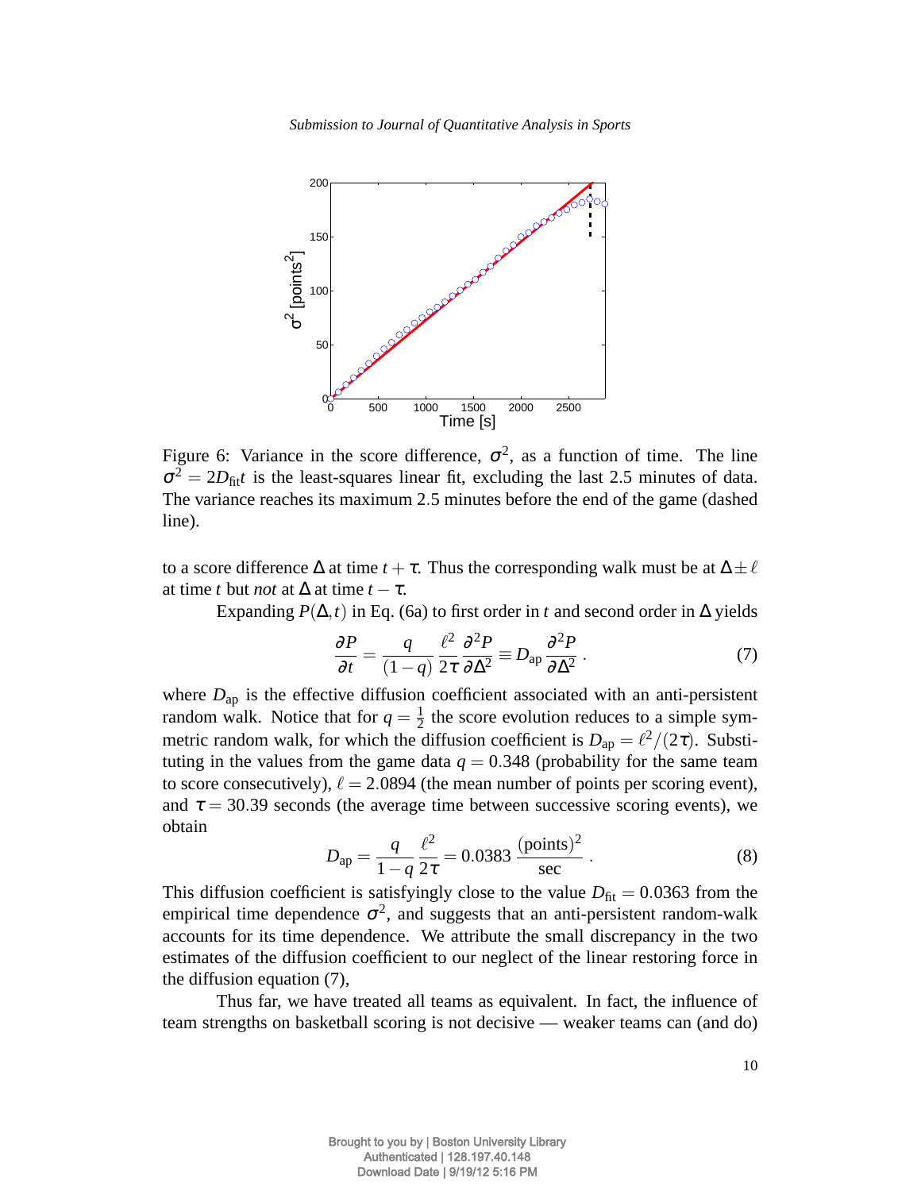Figure 6: Variance in the score difference, $\sigma^2$, as a function of time. The line $\sigma^2 = 2D_{\text{fit}}t$ is the least-squares linear fit, excluding the last 2.5 minutes of data. The variance reaches its maximum 2.5 minutes before the end of the game (dashed line).

to a score difference $\Delta$ at time $t+\tau$. Thus the corresponding walk must be at $\Delta \pm \ell$ at time $t$ but *not* at $\Delta$ at time $t-\tau$.

Expanding $P(\Delta,t)$ in Eq. (6a) to first order in $t$ and second order in $\Delta$ yields

$$\frac{\partial P}{\partial t} = \frac{q}{(1-q)} \frac{\ell^2}{2\tau} \frac{\partial^2 P}{\partial \Delta^2} \equiv D_{\text{ap}} \frac{\partial^2 P}{\partial \Delta^2} \,. \tag{7}$$

where $D_{\text{ap}}$ is the effective diffusion coefficient associated with an anti-persistent random walk. Notice that for $q = \frac{1}{2}$ the score evolution reduces to a simple symmetric random walk, for which the diffusion coefficient is $D_{\text{ap}} = \ell^2/(2\tau)$. Substituting in the values from the game data $q = 0.348$ (probability for the same team to score consecutively), $\ell = 2.0894$ (the mean number of points per scoring event), and $\tau = 30.39$ seconds (the average time between successive scoring events), we obtain

$$D_{\text{ap}} = \frac{q}{1-q} \frac{\ell^2}{2\tau} = 0.0383 \, \frac{(\text{points})^2}{\text{sec}} \,. \tag{8}$$

This diffusion coefficient is satisfyingly close to the value $D_{\text{fit}} = 0.0363$ from the empirical time dependence $\sigma^2$, and suggests that an anti-persistent random-walk accounts for its time dependence. We attribute the small discrepancy in the two estimates of the diffusion coefficient to our neglect of the linear restoring force in the diffusion equation (7),

Thus far, we have treated all teams as equivalent. In fact, the influence of team strengths on basketball scoring is not decisive — weaker teams can (and do)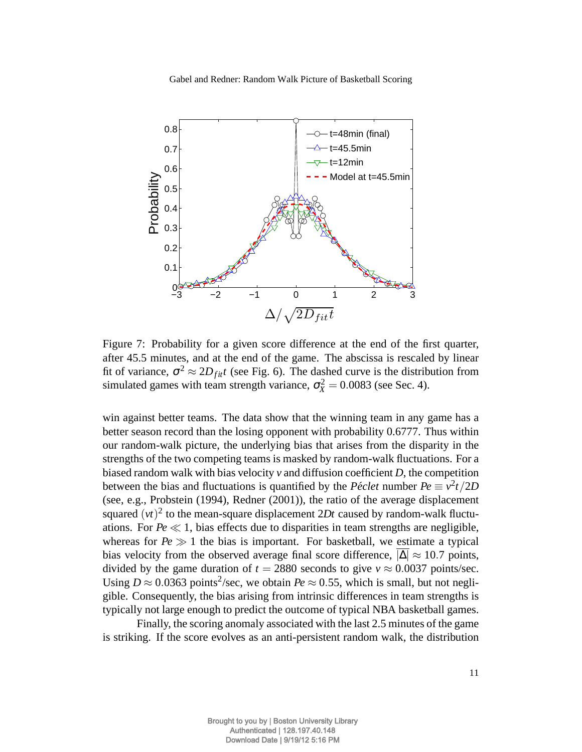Figure 7: Probability for a given score difference at the end of the first quarter, after 45.5 minutes, and at the end of the game. The abscissa is rescaled by linear fit of variance, $\sigma^2 \approx 2D_{fit}t$ (see Fig. 6). The dashed curve is the distribution from simulated games with team strength variance, $\sigma_X^2 = 0.0083$ (see Sec. 4).

win against better teams. The data show that the winning team in any game has a better season record than the losing opponent with probability 0.6777. Thus within our random-walk picture, the underlying bias that arises from the disparity in the strengths of the two competing teams is masked by random-walk fluctuations. For a biased random walk with bias velocity $v$ and diffusion coefficient $D$, the competition between the bias and fluctuations is quantified by the *Péclet* number $Pe \equiv v^2t/2D$ (see, e.g., Probstein (1994), Redner (2001)), the ratio of the average displacement squared $(vt)^2$ to the mean-square displacement $2Dt$ caused by random-walk fluctuations. For $Pe \ll 1$, bias effects due to disparities in team strengths are negligible, whereas for $Pe \gg 1$ the bias is important. For basketball, we estimate a typical bias velocity from the observed average final score difference, $\overline{|\Delta|} \approx 10.7$ points, divided by the game duration of $t = 2880$ seconds to give $v \approx 0.0037$ points/sec. Using $D \approx 0.0363$ points$^2$/sec, we obtain $Pe \approx 0.55$, which is small, but not negligible. Consequently, the bias arising from intrinsic differences in team strengths is typically not large enough to predict the outcome of typical NBA basketball games.

Finally, the scoring anomaly associated with the last 2.5 minutes of the game is striking. If the score evolves as an anti-persistent random walk, the distribution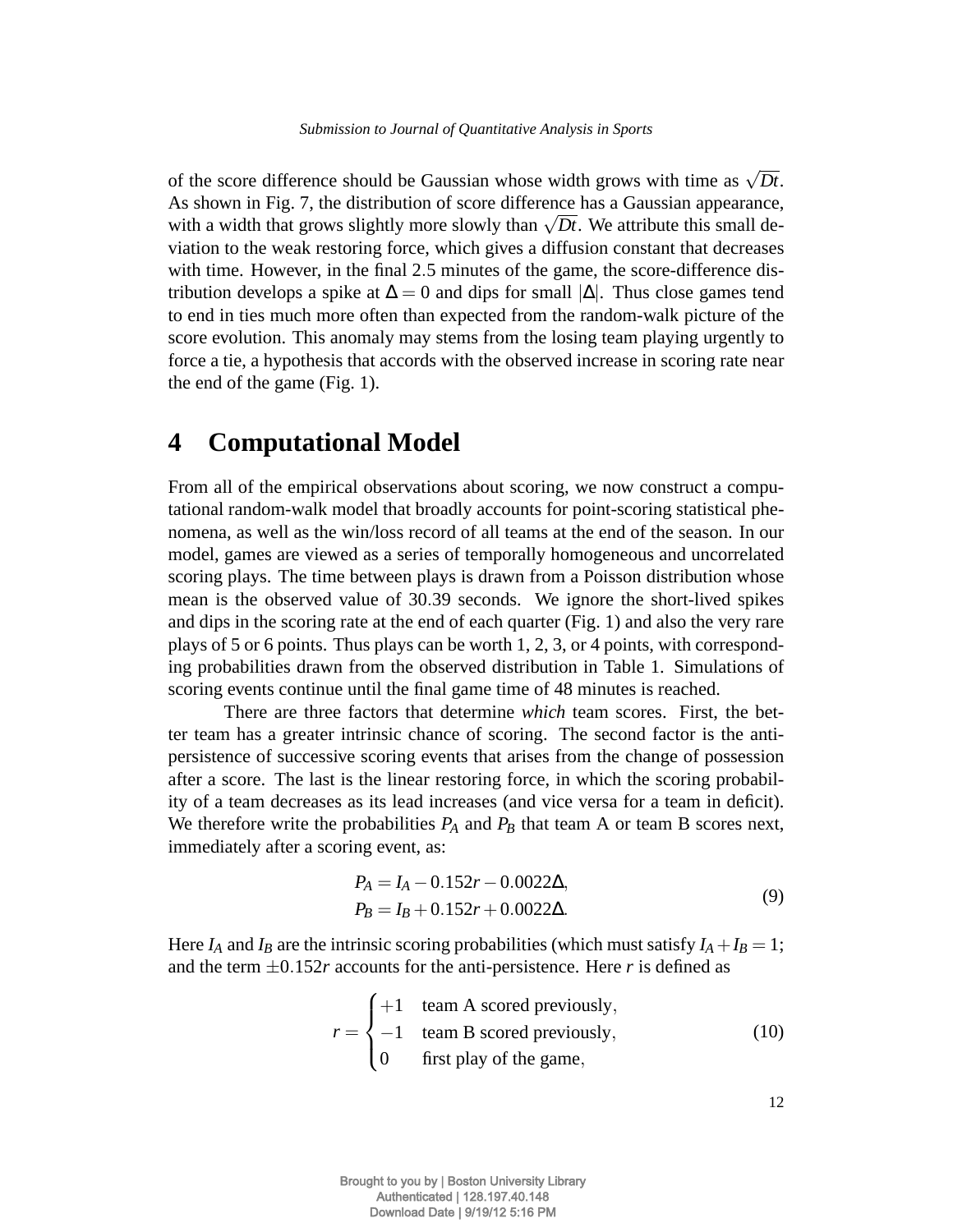of the score difference should be Gaussian whose width grows with time as $\sqrt{Dt}$. As shown in Fig. 7, the distribution of score difference has a Gaussian appearance, with a width that grows slightly more slowly than $\sqrt{Dt}$. We attribute this small deviation to the weak restoring force, which gives a diffusion constant that decreases with time. However, in the final 2.5 minutes of the game, the score-difference distribution develops a spike at $\Delta = 0$ and dips for small $|\Delta|$. Thus close games tend to end in ties much more often than expected from the random-walk picture of the score evolution. This anomaly may stems from the losing team playing urgently to force a tie, a hypothesis that accords with the observed increase in scoring rate near the end of the game (Fig. 1).

# 4 Computational Model

From all of the empirical observations about scoring, we now construct a computational random-walk model that broadly accounts for point-scoring statistical phenomena, as well as the win/loss record of all teams at the end of the season. In our model, games are viewed as a series of temporally homogeneous and uncorrelated scoring plays. The time between plays is drawn from a Poisson distribution whose mean is the observed value of 30.39 seconds. We ignore the short-lived spikes and dips in the scoring rate at the end of each quarter (Fig. 1) and also the very rare plays of 5 or 6 points. Thus plays can be worth 1, 2, 3, or 4 points, with corresponding probabilities drawn from the observed distribution in Table 1. Simulations of scoring events continue until the final game time of 48 minutes is reached.

There are three factors that determine *which* team scores. First, the better team has a greater intrinsic chance of scoring. The second factor is the anti-persistence of successive scoring events that arises from the change of possession after a score. The last is the linear restoring force, in which the scoring probability of a team decreases as its lead increases (and vice versa for a team in deficit). We therefore write the probabilities $P_A$ and $P_B$ that team A or team B scores next, immediately after a scoring event, as:

$$\begin{aligned} P_A &= I_A - 0.152r - 0.0022\Delta, \\ P_B &= I_B + 0.152r + 0.0022\Delta. \end{aligned} \tag{9}$$

Here $I_A$ and $I_B$ are the intrinsic scoring probabilities (which must satisfy $I_A + I_B = 1$; and the term $\pm 0.152r$ accounts for the anti-persistence. Here $r$ is defined as

$$r = \begin{cases} +1 & \text{team A scored previously}, \\ -1 & \text{team B scored previously}, \\ 0 & \text{first play of the game}, \end{cases} \tag{10}$$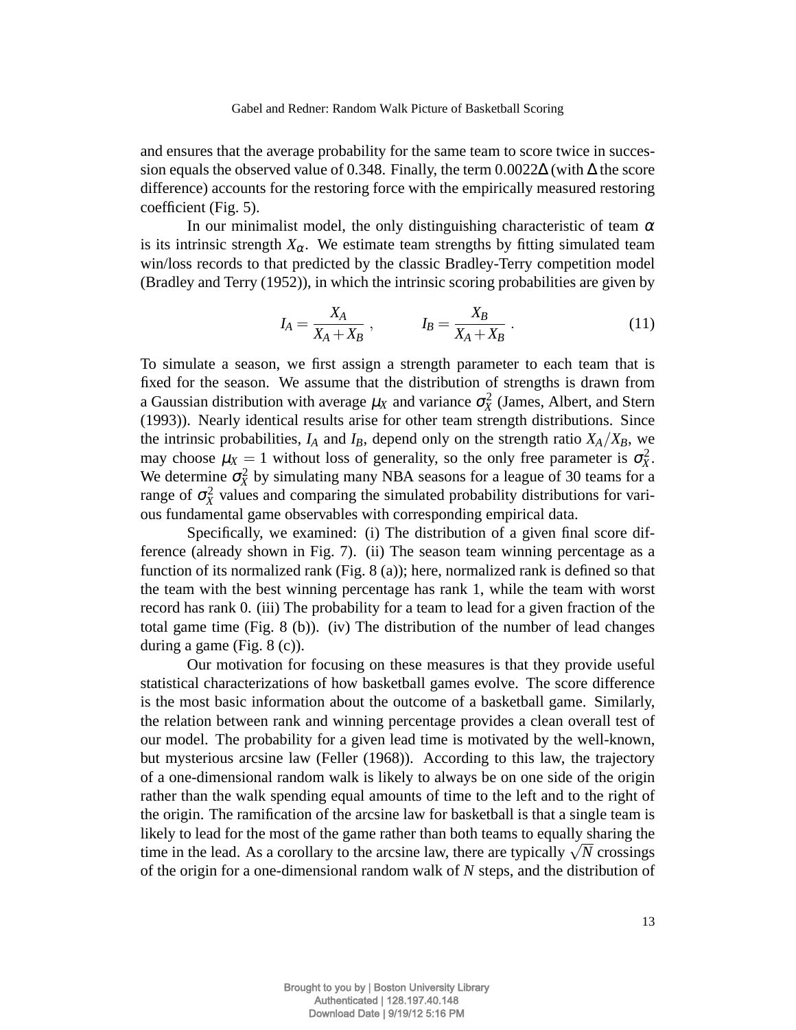and ensures that the average probability for the same team to score twice in succession equals the observed value of 0.348. Finally, the term $0.0022\Delta$ (with $\Delta$ the score difference) accounts for the restoring force with the empirically measured restoring coefficient (Fig. 5).

In our minimalist model, the only distinguishing characteristic of team $\alpha$ is its intrinsic strength $X_\alpha$. We estimate team strengths by fitting simulated team win/loss records to that predicted by the classic Bradley-Terry competition model (Bradley and Terry (1952)), in which the intrinsic scoring probabilities are given by

$$I_A = \frac{X_A}{X_A + X_B}\ , \qquad I_B = \frac{X_B}{X_A + X_B}\ . \tag{11}$$

To simulate a season, we first assign a strength parameter to each team that is fixed for the season. We assume that the distribution of strengths is drawn from a Gaussian distribution with average $\mu_X$ and variance $\sigma_X^2$ (James, Albert, and Stern (1993)). Nearly identical results arise for other team strength distributions. Since the intrinsic probabilities, $I_A$ and $I_B$, depend only on the strength ratio $X_A/X_B$, we may choose $\mu_X = 1$ without loss of generality, so the only free parameter is $\sigma_X^2$. We determine $\sigma_X^2$ by simulating many NBA seasons for a league of 30 teams for a range of $\sigma_X^2$ values and comparing the simulated probability distributions for various fundamental game observables with corresponding empirical data.

Specifically, we examined: (i) The distribution of a given final score difference (already shown in Fig. 7). (ii) The season team winning percentage as a function of its normalized rank (Fig. 8 (a)); here, normalized rank is defined so that the team with the best winning percentage has rank 1, while the team with worst record has rank 0. (iii) The probability for a team to lead for a given fraction of the total game time (Fig. 8 (b)). (iv) The distribution of the number of lead changes during a game (Fig. 8 (c)).

Our motivation for focusing on these measures is that they provide useful statistical characterizations of how basketball games evolve. The score difference is the most basic information about the outcome of a basketball game. Similarly, the relation between rank and winning percentage provides a clean overall test of our model. The probability for a given lead time is motivated by the well-known, but mysterious arcsine law (Feller (1968)). According to this law, the trajectory of a one-dimensional random walk is likely to always be on one side of the origin rather than the walk spending equal amounts of time to the left and to the right of the origin. The ramification of the arcsine law for basketball is that a single team is likely to lead for the most of the game rather than both teams to equally sharing the time in the lead. As a corollary to the arcsine law, there are typically $\sqrt{N}$ crossings of the origin for a one-dimensional random walk of $N$ steps, and the distribution of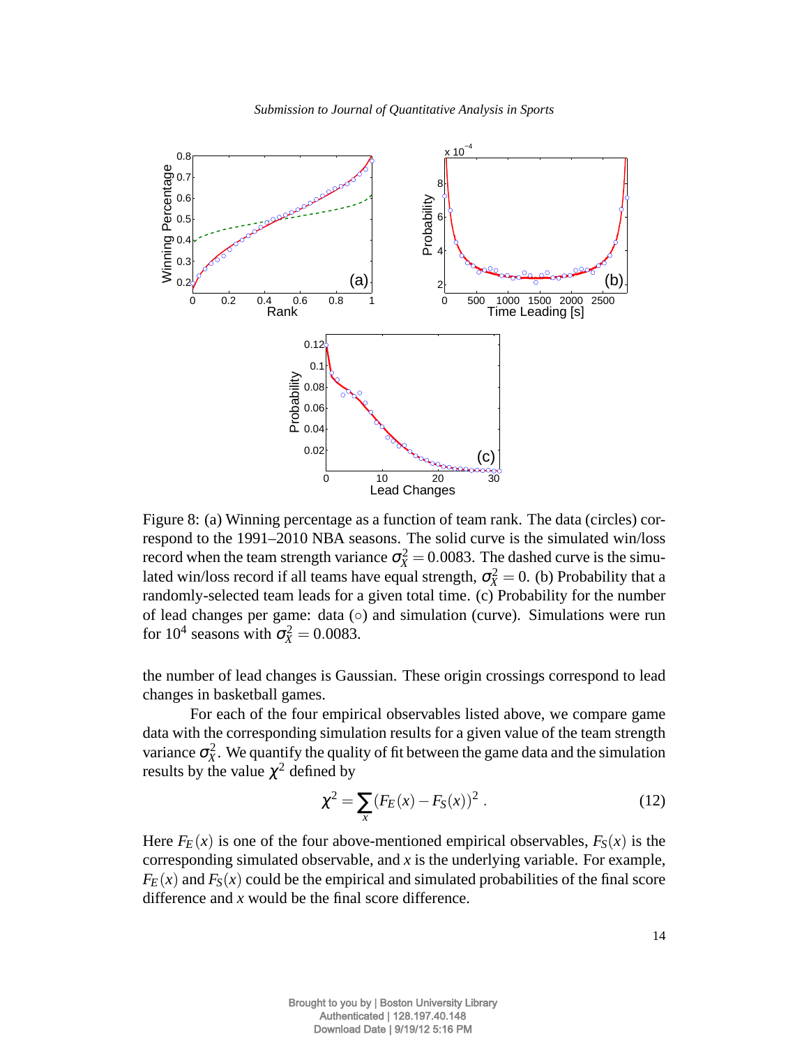Figure 8: (a) Winning percentage as a function of team rank. The data (circles) correspond to the 1991–2010 NBA seasons. The solid curve is the simulated win/loss record when the team strength variance $\sigma_X^2 = 0.0083$. The dashed curve is the simulated win/loss record if all teams have equal strength, $\sigma_X^2 = 0$. (b) Probability that a randomly-selected team leads for a given total time. (c) Probability for the number of lead changes per game: data ($\circ$) and simulation (curve). Simulations were run for $10^4$ seasons with $\sigma_X^2 = 0.0083$.

the number of lead changes is Gaussian. These origin crossings correspond to lead changes in basketball games.

For each of the four empirical observables listed above, we compare game data with the corresponding simulation results for a given value of the team strength variance $\sigma_X^2$. We quantify the quality of fit between the game data and the simulation results by the value $\chi^2$ defined by

$$\chi^2 = \sum_x (F_E(x) - F_S(x))^2 . \tag{12}$$

Here $F_E(x)$ is one of the four above-mentioned empirical observables, $F_S(x)$ is the corresponding simulated observable, and $x$ is the underlying variable. For example, $F_E(x)$ and $F_S(x)$ could be the empirical and simulated probabilities of the final score difference and $x$ would be the final score difference.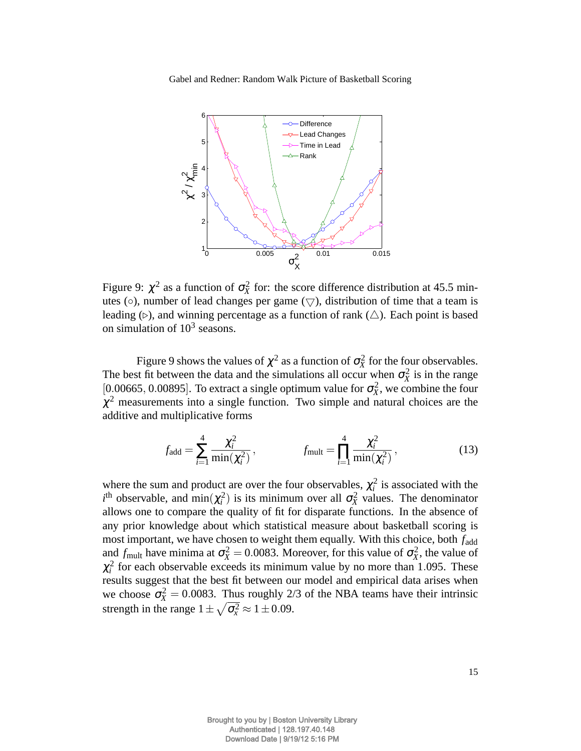Figure 9: $\chi^2$ as a function of $\sigma_X^2$ for: the score difference distribution at 45.5 minutes (○), number of lead changes per game (▽), distribution of time that a team is leading (▷), and winning percentage as a function of rank (△). Each point is based on simulation of $10^3$ seasons.

Figure 9 shows the values of $\chi^2$ as a function of $\sigma_X^2$ for the four observables. The best fit between the data and the simulations all occur when $\sigma_X^2$ is in the range $[0.00665, 0.00895]$. To extract a single optimum value for $\sigma_X^2$, we combine the four $\chi^2$ measurements into a single function. Two simple and natural choices are the additive and multiplicative forms

$$f_{\rm add} = \sum_{i=1}^{4} \frac{\chi_i^2}{\min(\chi_i^2)}\,, \qquad\qquad f_{\rm mult} = \prod_{i=1}^{4} \frac{\chi_i^2}{\min(\chi_i^2)}\,, \tag{13}$$

where the sum and product are over the four observables, $\chi_i^2$ is associated with the $i^{\rm th}$ observable, and $\min(\chi_i^2)$ is its minimum over all $\sigma_X^2$ values. The denominator allows one to compare the quality of fit for disparate functions. In the absence of any prior knowledge about which statistical measure about basketball scoring is most important, we have chosen to weight them equally. With this choice, both $f_{\rm add}$ and $f_{\rm mult}$ have minima at $\sigma_X^2 = 0.0083$. Moreover, for this value of $\sigma_X^2$, the value of $\chi_i^2$ for each observable exceeds its minimum value by no more than 1.095. These results suggest that the best fit between our model and empirical data arises when we choose $\sigma_X^2 = 0.0083$. Thus roughly 2/3 of the NBA teams have their intrinsic strength in the range $1 \pm \sqrt{\sigma_x^2} \approx 1 \pm 0.09$.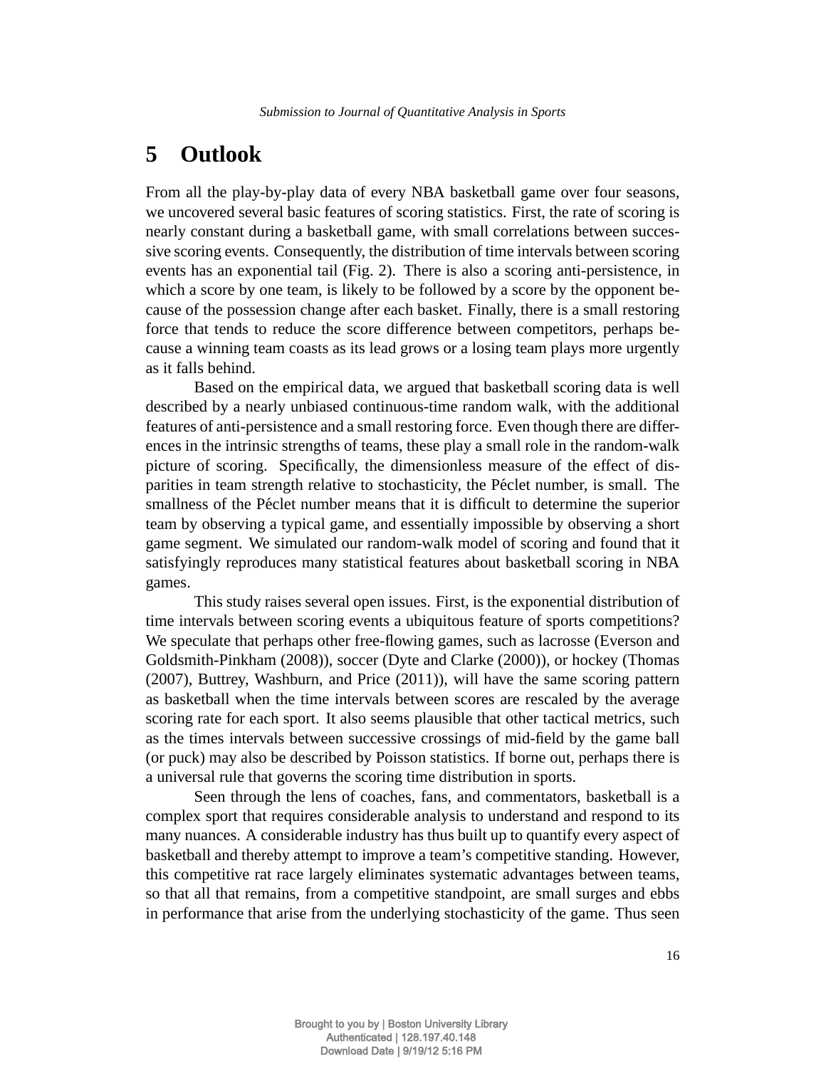## 5 Outlook

From all the play-by-play data of every NBA basketball game over four seasons, we uncovered several basic features of scoring statistics. First, the rate of scoring is nearly constant during a basketball game, with small correlations between successive scoring events. Consequently, the distribution of time intervals between scoring events has an exponential tail (Fig. 2). There is also a scoring anti-persistence, in which a score by one team, is likely to be followed by a score by the opponent because of the possession change after each basket. Finally, there is a small restoring force that tends to reduce the score difference between competitors, perhaps because a winning team coasts as its lead grows or a losing team plays more urgently as it falls behind.

Based on the empirical data, we argued that basketball scoring data is well described by a nearly unbiased continuous-time random walk, with the additional features of anti-persistence and a small restoring force. Even though there are differences in the intrinsic strengths of teams, these play a small role in the random-walk picture of scoring. Specifically, the dimensionless measure of the effect of disparities in team strength relative to stochasticity, the Péclet number, is small. The smallness of the Péclet number means that it is difficult to determine the superior team by observing a typical game, and essentially impossible by observing a short game segment. We simulated our random-walk model of scoring and found that it satisfyingly reproduces many statistical features about basketball scoring in NBA games.

This study raises several open issues. First, is the exponential distribution of time intervals between scoring events a ubiquitous feature of sports competitions? We speculate that perhaps other free-flowing games, such as lacrosse (Everson and Goldsmith-Pinkham (2008)), soccer (Dyte and Clarke (2000)), or hockey (Thomas (2007), Buttrey, Washburn, and Price (2011)), will have the same scoring pattern as basketball when the time intervals between scores are rescaled by the average scoring rate for each sport. It also seems plausible that other tactical metrics, such as the times intervals between successive crossings of mid-field by the game ball (or puck) may also be described by Poisson statistics. If borne out, perhaps there is a universal rule that governs the scoring time distribution in sports.

Seen through the lens of coaches, fans, and commentators, basketball is a complex sport that requires considerable analysis to understand and respond to its many nuances. A considerable industry has thus built up to quantify every aspect of basketball and thereby attempt to improve a team's competitive standing. However, this competitive rat race largely eliminates systematic advantages between teams, so that all that remains, from a competitive standpoint, are small surges and ebbs in performance that arise from the underlying stochasticity of the game. Thus seen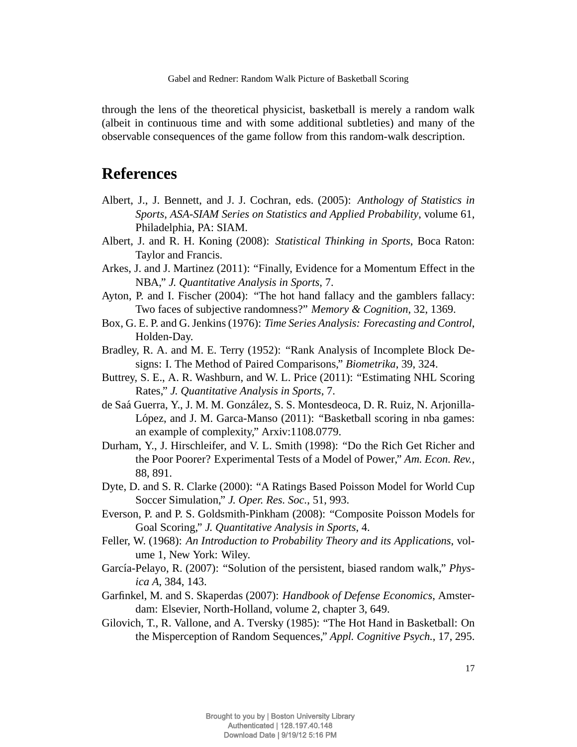through the lens of the theoretical physicist, basketball is merely a random walk (albeit in continuous time and with some additional subtleties) and many of the observable consequences of the game follow from this random-walk description.

# References

Albert, J., J. Bennett, and J. J. Cochran, eds. (2005): *Anthology of Statistics in Sports*, *ASA-SIAM Series on Statistics and Applied Probability*, volume 61, Philadelphia, PA: SIAM.

Albert, J. and R. H. Koning (2008): *Statistical Thinking in Sports*, Boca Raton: Taylor and Francis.

Arkes, J. and J. Martinez (2011): "Finally, Evidence for a Momentum Effect in the NBA," *J. Quantitative Analysis in Sports*, 7.

Ayton, P. and I. Fischer (2004): "The hot hand fallacy and the gamblers fallacy: Two faces of subjective randomness?" *Memory & Cognition*, 32, 1369.

Box, G. E. P. and G. Jenkins (1976): *Time Series Analysis: Forecasting and Control*, Holden-Day.

Bradley, R. A. and M. E. Terry (1952): "Rank Analysis of Incomplete Block Designs: I. The Method of Paired Comparisons," *Biometrika*, 39, 324.

Buttrey, S. E., A. R. Washburn, and W. L. Price (2011): "Estimating NHL Scoring Rates," *J. Quantitative Analysis in Sports*, 7.

de Saá Guerra, Y., J. M. M. González, S. S. Montesdeoca, D. R. Ruiz, N. Arjonilla-López, and J. M. Garca-Manso (2011): "Basketball scoring in nba games: an example of complexity," Arxiv:1108.0779.

Durham, Y., J. Hirschleifer, and V. L. Smith (1998): "Do the Rich Get Richer and the Poor Poorer? Experimental Tests of a Model of Power," *Am. Econ. Rev.*, 88, 891.

Dyte, D. and S. R. Clarke (2000): "A Ratings Based Poisson Model for World Cup Soccer Simulation," *J. Oper. Res. Soc.*, 51, 993.

Everson, P. and P. S. Goldsmith-Pinkham (2008): "Composite Poisson Models for Goal Scoring," *J. Quantitative Analysis in Sports*, 4.

Feller, W. (1968): *An Introduction to Probability Theory and its Applications*, volume 1, New York: Wiley.

García-Pelayo, R. (2007): "Solution of the persistent, biased random walk," *Physica A*, 384, 143.

Garfinkel, M. and S. Skaperdas (2007): *Handbook of Defense Economics*, Amsterdam: Elsevier, North-Holland, volume 2, chapter 3, 649.

Gilovich, T., R. Vallone, and A. Tversky (1985): "The Hot Hand in Basketball: On the Misperception of Random Sequences," *Appl. Cognitive Psych.*, 17, 295.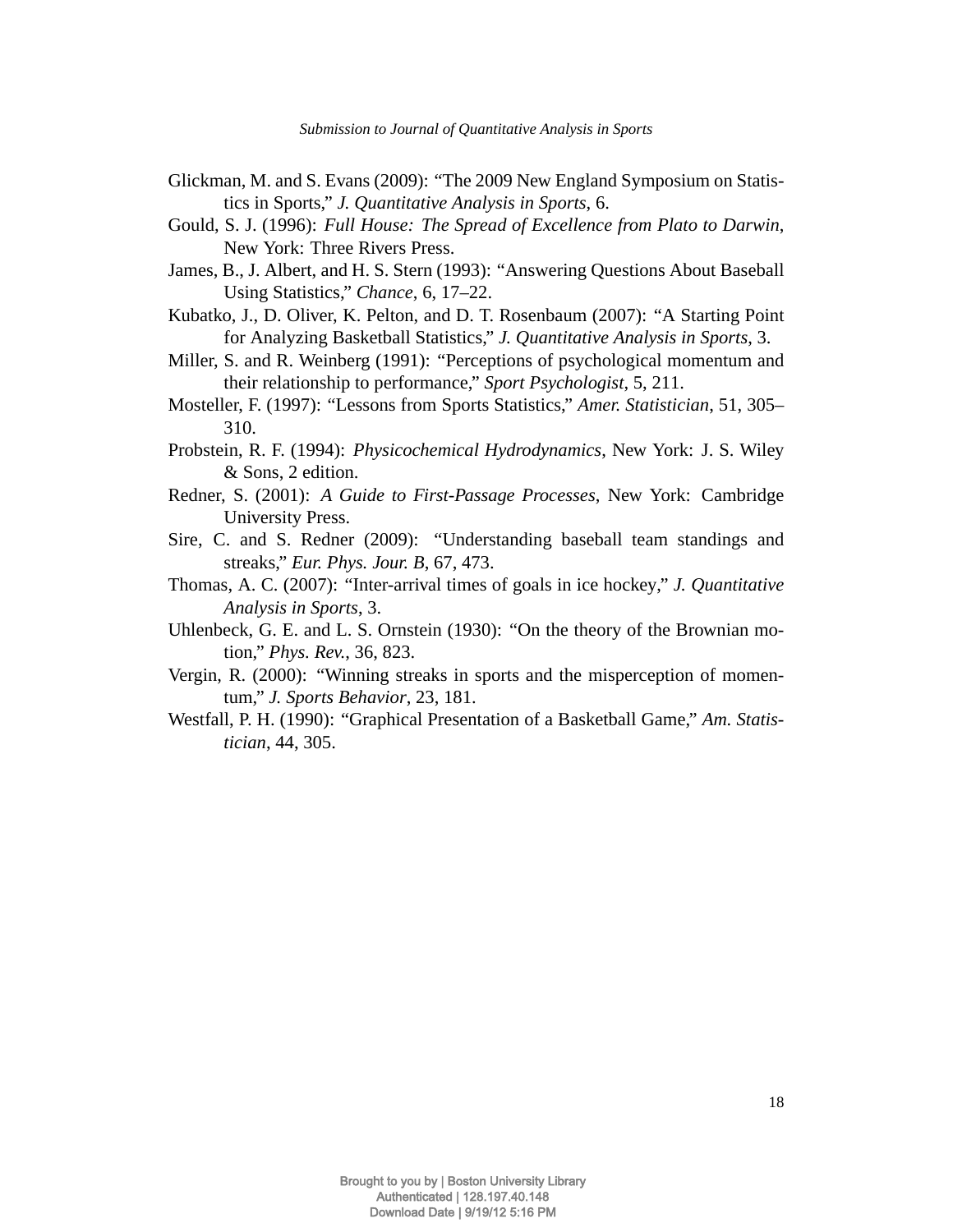Glickman, M. and S. Evans (2009): "The 2009 New England Symposium on Statistics in Sports," *J. Quantitative Analysis in Sports*, 6.

Gould, S. J. (1996): *Full House: The Spread of Excellence from Plato to Darwin*, New York: Three Rivers Press.

James, B., J. Albert, and H. S. Stern (1993): "Answering Questions About Baseball Using Statistics," *Chance*, 6, 17–22.

Kubatko, J., D. Oliver, K. Pelton, and D. T. Rosenbaum (2007): "A Starting Point for Analyzing Basketball Statistics," *J. Quantitative Analysis in Sports*, 3.

Miller, S. and R. Weinberg (1991): "Perceptions of psychological momentum and their relationship to performance," *Sport Psychologist*, 5, 211.

Mosteller, F. (1997): "Lessons from Sports Statistics," *Amer. Statistician*, 51, 305–310.

Probstein, R. F. (1994): *Physicochemical Hydrodynamics*, New York: J. S. Wiley & Sons, 2 edition.

Redner, S. (2001): *A Guide to First-Passage Processes*, New York: Cambridge University Press.

Sire, C. and S. Redner (2009): "Understanding baseball team standings and streaks," *Eur. Phys. Jour. B*, 67, 473.

Thomas, A. C. (2007): "Inter-arrival times of goals in ice hockey," *J. Quantitative Analysis in Sports*, 3.

Uhlenbeck, G. E. and L. S. Ornstein (1930): "On the theory of the Brownian motion," *Phys. Rev.*, 36, 823.

Vergin, R. (2000): "Winning streaks in sports and the misperception of momentum," *J. Sports Behavior*, 23, 181.

Westfall, P. H. (1990): "Graphical Presentation of a Basketball Game," *Am. Statistician*, 44, 305.